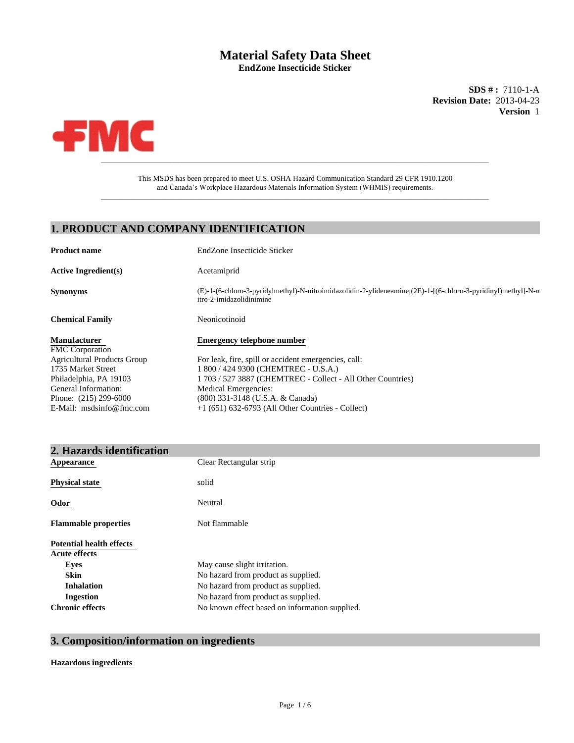# Material Safety Data Sheet

**EndZone Insecticide Sticker**

**SDS # :** 7110-1-A
**Revision Date:** 2013-04-23
**Version** 1

This MSDS has been prepared to meet U.S. OSHA Hazard Communication Standard 29 CFR 1910.1200 and Canada's Workplace Hazardous Materials Information System (WHMIS) requirements.

## 1. PRODUCT AND COMPANY IDENTIFICATION

**Product name** EndZone Insecticide Sticker

**Active Ingredient(s)** Acetamiprid

**Synonyms** (E)-1-(6-chloro-3-pyridylmethyl)-N-nitroimidazolidin-2-ylideneamine;(2E)-1-[(6-chloro-3-pyridinyl)methyl]-N-nitro-2-imidazolidinimine

**Chemical Family** Neonicotinoid

**Manufacturer**
FMC Corporation
Agricultural Products Group
1735 Market Street
Philadelphia, PA 19103
General Information:
Phone: (215) 299-6000
E-Mail: msdsinfo@fmc.com

**Emergency telephone number**
For leak, fire, spill or accident emergencies, call:
1 800 / 424 9300 (CHEMTREC - U.S.A.)
1 703 / 527 3887 (CHEMTREC - Collect - All Other Countries)
Medical Emergencies:
(800) 331-3148 (U.S.A. & Canada)
+1 (651) 632-6793 (All Other Countries - Collect)

## 2. Hazards identification

**Appearance** Clear Rectangular strip

**Physical state** solid

**Odor** Neutral

**Flammable properties** Not flammable

**Potential health effects**

**Acute effects**

- **Eyes** May cause slight irritation.
- **Skin** No hazard from product as supplied.
- **Inhalation** No hazard from product as supplied.
- **Ingestion** No hazard from product as supplied.

**Chronic effects** No known effect based on information supplied.

## 3. Composition/information on ingredients

**Hazardous ingredients**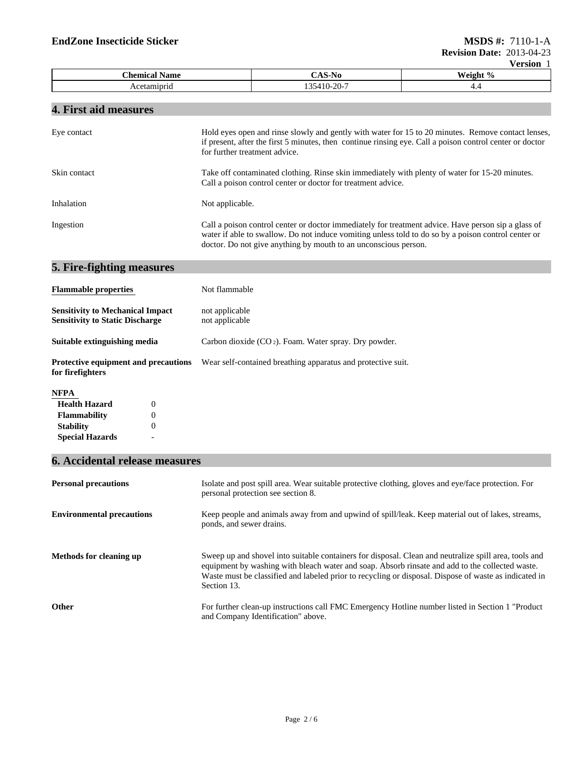| Chemical Name | CAS-No | Weight % |
|---|---|---|
| Acetamiprid | 135410-20-7 | 4.4 |

## 4. First aid measures

| | |
|---|---|
| Eye contact | Hold eyes open and rinse slowly and gently with water for 15 to 20 minutes. Remove contact lenses, if present, after the first 5 minutes, then continue rinsing eye. Call a poison control center or doctor for further treatment advice. |
| Skin contact | Take off contaminated clothing. Rinse skin immediately with plenty of water for 15-20 minutes. Call a poison control center or doctor for treatment advice. |
| Inhalation | Not applicable. |
| Ingestion | Call a poison control center or doctor immediately for treatment advice. Have person sip a glass of water if able to swallow. Do not induce vomiting unless told to do so by a poison control center or doctor. Do not give anything by mouth to an unconscious person. |

## 5. Fire-fighting measures

| | |
|---|---|
| **Flammable properties** | Not flammable |
| **Sensitivity to Mechanical Impact** | not applicable |
| **Sensitivity to Static Discharge** | not applicable |
| **Suitable extinguishing media** | Carbon dioxide ($CO_2$). Foam. Water spray. Dry powder. |
| **Protective equipment and precautions for firefighters** | Wear self-contained breathing apparatus and protective suit. |

**NFPA**

| | |
|---|---|
| **Health Hazard** | 0 |
| **Flammability** | 0 |
| **Stability** | 0 |
| **Special Hazards** | - |

## 6. Accidental release measures

| | |
|---|---|
| **Personal precautions** | Isolate and post spill area. Wear suitable protective clothing, gloves and eye/face protection. For personal protection see section 8. |
| **Environmental precautions** | Keep people and animals away from and upwind of spill/leak. Keep material out of lakes, streams, ponds, and sewer drains. |
| **Methods for cleaning up** | Sweep up and shovel into suitable containers for disposal. Clean and neutralize spill area, tools and equipment by washing with bleach water and soap. Absorb rinsate and add to the collected waste. Waste must be classified and labeled prior to recycling or disposal. Dispose of waste as indicated in Section 13. |
| **Other** | For further clean-up instructions call FMC Emergency Hotline number listed in Section 1 "Product and Company Identification" above. |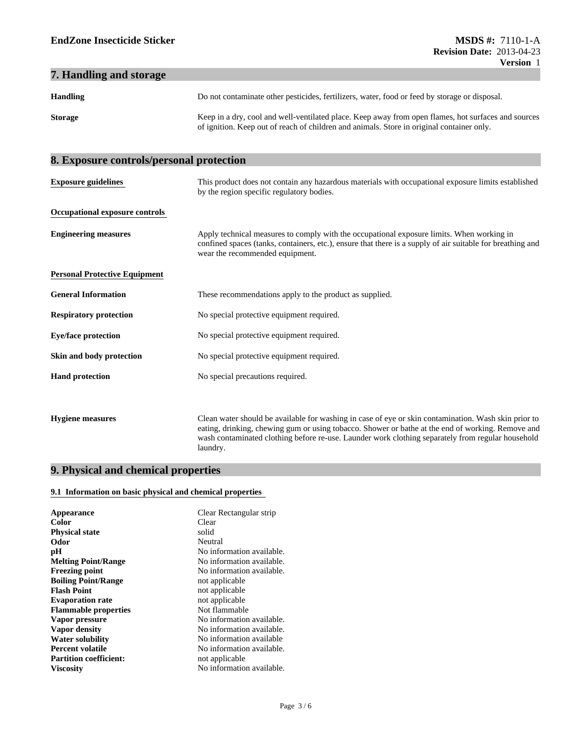## 7. Handling and storage

**Handling** Do not contaminate other pesticides, fertilizers, water, food or feed by storage or disposal.

**Storage** Keep in a dry, cool and well-ventilated place. Keep away from open flames, hot surfaces and sources of ignition. Keep out of reach of children and animals. Store in original container only.

## 8. Exposure controls/personal protection

**Exposure guidelines** This product does not contain any hazardous materials with occupational exposure limits established by the region specific regulatory bodies.

**Occupational exposure controls**

**Engineering measures** Apply technical measures to comply with the occupational exposure limits. When working in confined spaces (tanks, containers, etc.), ensure that there is a supply of air suitable for breathing and wear the recommended equipment.

**Personal Protective Equipment**

**General Information** These recommendations apply to the product as supplied.

**Respiratory protection** No special protective equipment required.

**Eye/face protection** No special protective equipment required.

**Skin and body protection** No special protective equipment required.

**Hand protection** No special precautions required.

**Hygiene measures** Clean water should be available for washing in case of eye or skin contamination. Wash skin prior to eating, drinking, chewing gum or using tobacco. Shower or bathe at the end of working. Remove and wash contaminated clothing before re-use. Launder work clothing separately from regular household laundry.

## 9. Physical and chemical properties

### 9.1 Information on basic physical and chemical properties

| Property | Value |
|---|---|
| **Appearance** | Clear Rectangular strip |
| **Color** | Clear |
| **Physical state** | solid |
| **Odor** | Neutral |
| **pH** | No information available. |
| **Melting Point/Range** | No information available. |
| **Freezing point** | No information available. |
| **Boiling Point/Range** | not applicable |
| **Flash Point** | not applicable |
| **Evaporation rate** | not applicable |
| **Flammable properties** | Not flammable |
| **Vapor pressure** | No information available. |
| **Vapor density** | No information available. |
| **Water solubility** | No information available |
| **Percent volatile** | No information available. |
| **Partition coefficient:** | not applicable |
| **Viscosity** | No information available. |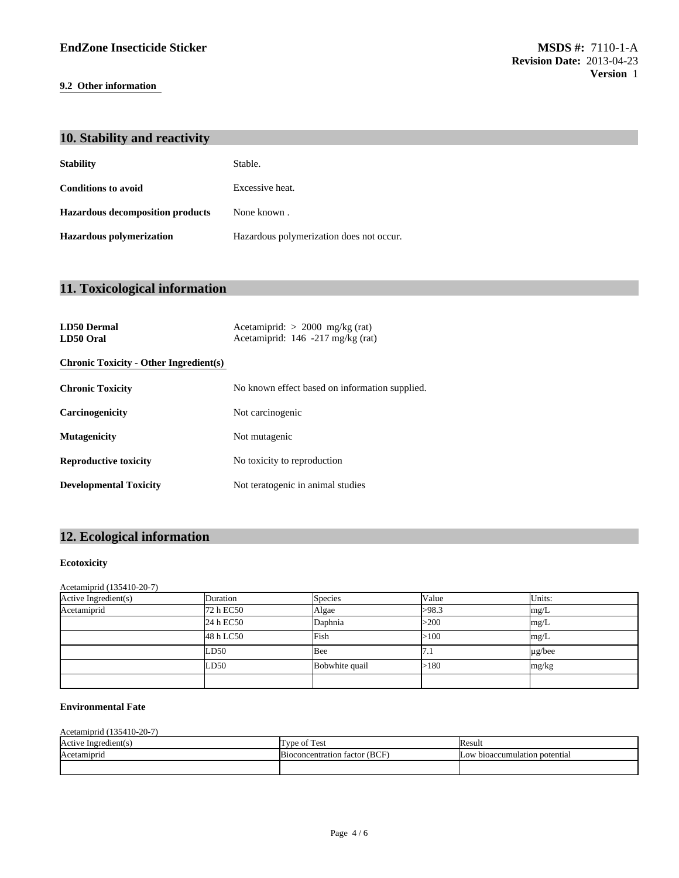**9.2 Other information**

## 10. Stability and reactivity

**Stability** Stable.

**Conditions to avoid** Excessive heat.

**Hazardous decomposition products** None known .

**Hazardous polymerization** Hazardous polymerization does not occur.

## 11. Toxicological information

**LD50 Dermal** Acetamiprid: > 2000 mg/kg (rat)
**LD50 Oral** Acetamiprid: 146 -217 mg/kg (rat)

**Chronic Toxicity - Other Ingredient(s)**

**Chronic Toxicity** No known effect based on information supplied.

**Carcinogenicity** Not carcinogenic

**Mutagenicity** Not mutagenic

**Reproductive toxicity** No toxicity to reproduction

**Developmental Toxicity** Not teratogenic in animal studies

## 12. Ecological information

### Ecotoxicity

Acetamiprid (135410-20-7)

| Active Ingredient(s) | Duration | Species | Value | Units: |
|---|---|---|---|---|
| Acetamiprid | 72 h EC50 | Algae | >98.3 | mg/L |
| | 24 h EC50 | Daphnia | >200 | mg/L |
| | 48 h LC50 | Fish | >100 | mg/L |
| | LD50 | Bee | 7.1 | µg/bee |
| | LD50 | Bobwhite quail | >180 | mg/kg |
| | | | | |

### Environmental Fate

Acetamiprid (135410-20-7)

| Active Ingredient(s) | Type of Test | Result |
|---|---|---|
| Acetamiprid | Bioconcentration factor (BCF) | Low bioaccumulation potential |
| | | |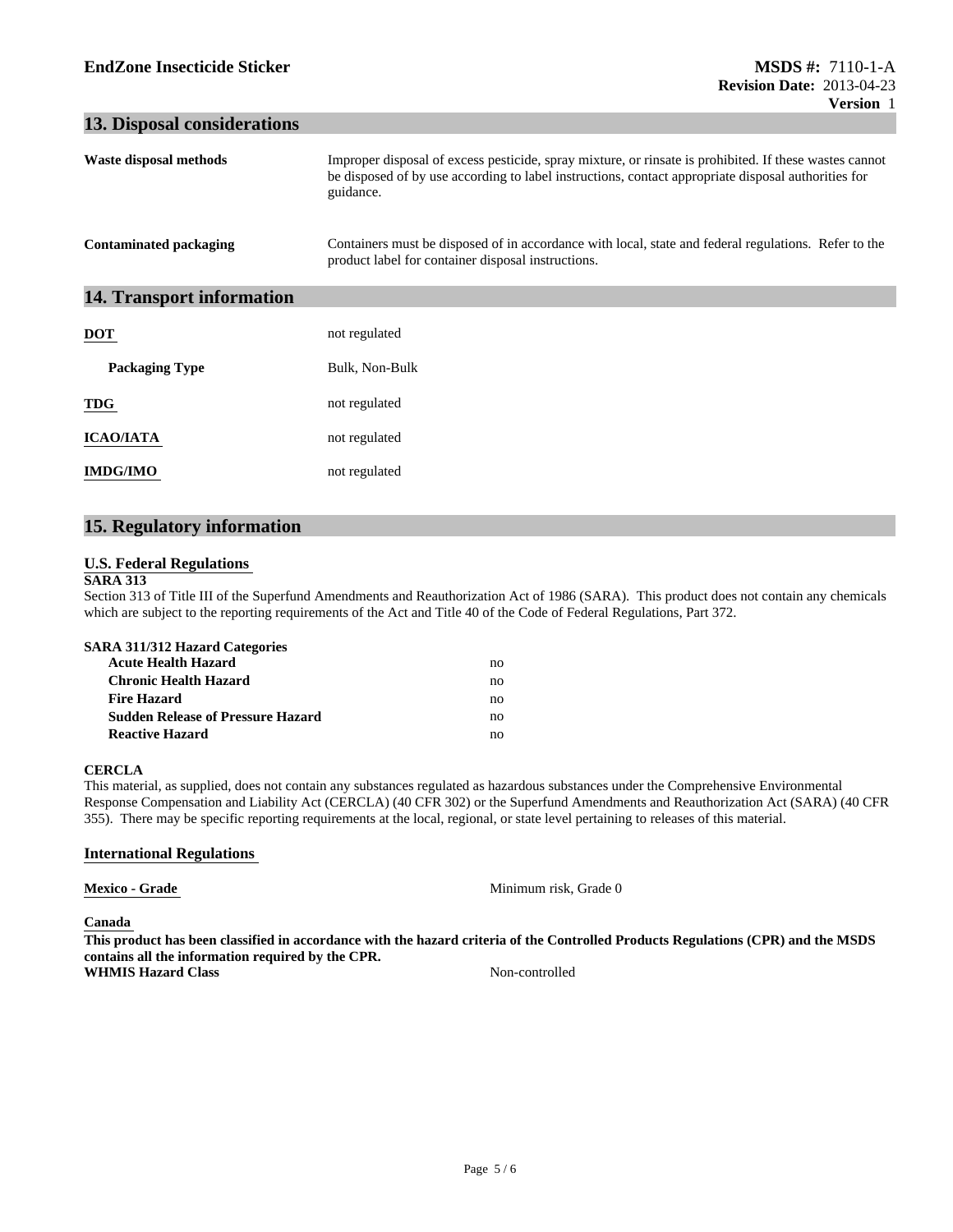## 13. Disposal considerations

| | |
|---|---|
| **Waste disposal methods** | Improper disposal of excess pesticide, spray mixture, or rinsate is prohibited. If these wastes cannot be disposed of by use according to label instructions, contact appropriate disposal authorities for guidance. |
| **Contaminated packaging** | Containers must be disposed of in accordance with local, state and federal regulations. Refer to the product label for container disposal instructions. |

## 14. Transport information

| | |
|---|---|
| **DOT** | not regulated |
| **Packaging Type** | Bulk, Non-Bulk |
| **TDG** | not regulated |
| **ICAO/IATA** | not regulated |
| **IMDG/IMO** | not regulated |

## 15. Regulatory information

### U.S. Federal Regulations

**SARA 313**

Section 313 of Title III of the Superfund Amendments and Reauthorization Act of 1986 (SARA). This product does not contain any chemicals which are subject to the reporting requirements of the Act and Title 40 of the Code of Federal Regulations, Part 372.

**SARA 311/312 Hazard Categories**

| | |
|---|---|
| **Acute Health Hazard** | no |
| **Chronic Health Hazard** | no |
| **Fire Hazard** | no |
| **Sudden Release of Pressure Hazard** | no |
| **Reactive Hazard** | no |

**CERCLA**

This material, as supplied, does not contain any substances regulated as hazardous substances under the Comprehensive Environmental Response Compensation and Liability Act (CERCLA) (40 CFR 302) or the Superfund Amendments and Reauthorization Act (SARA) (40 CFR 355). There may be specific reporting requirements at the local, regional, or state level pertaining to releases of this material.

### International Regulations

**Mexico - Grade** Minimum risk, Grade 0

**Canada**

**This product has been classified in accordance with the hazard criteria of the Controlled Products Regulations (CPR) and the MSDS contains all the information required by the CPR.**

**WHMIS Hazard Class** Non-controlled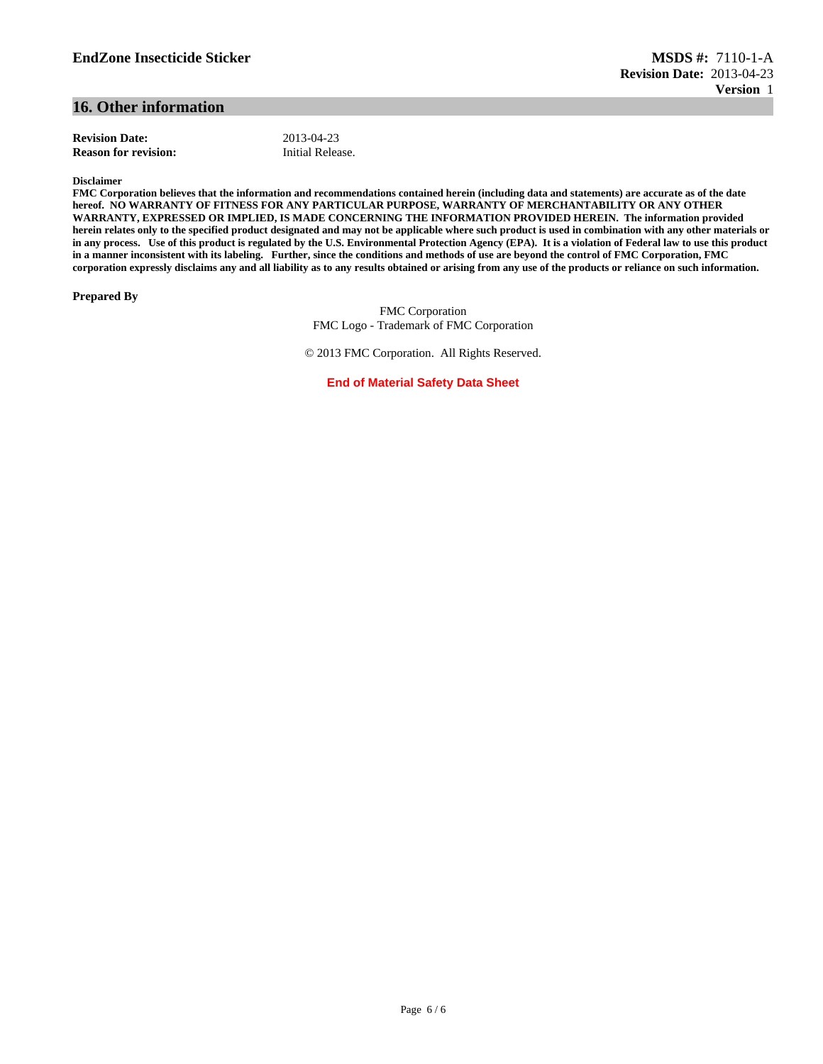## 16. Other information

| | |
|---|---|
| **Revision Date:** | 2013-04-23 |
| **Reason for revision:** | Initial Release. |

**Disclaimer**

**FMC Corporation believes that the information and recommendations contained herein (including data and statements) are accurate as of the date hereof. NO WARRANTY OF FITNESS FOR ANY PARTICULAR PURPOSE, WARRANTY OF MERCHANTABILITY OR ANY OTHER WARRANTY, EXPRESSED OR IMPLIED, IS MADE CONCERNING THE INFORMATION PROVIDED HEREIN. The information provided herein relates only to the specified product designated and may not be applicable where such product is used in combination with any other materials or in any process. Use of this product is regulated by the U.S. Environmental Protection Agency (EPA). It is a violation of Federal law to use this product in a manner inconsistent with its labeling. Further, since the conditions and methods of use are beyond the control of FMC Corporation, FMC corporation expressly disclaims any and all liability as to any results obtained or arising from any use of the products or reliance on such information.**

**Prepared By**

FMC Corporation
FMC Logo - Trademark of FMC Corporation

© 2013 FMC Corporation. All Rights Reserved.

**End of Material Safety Data Sheet**